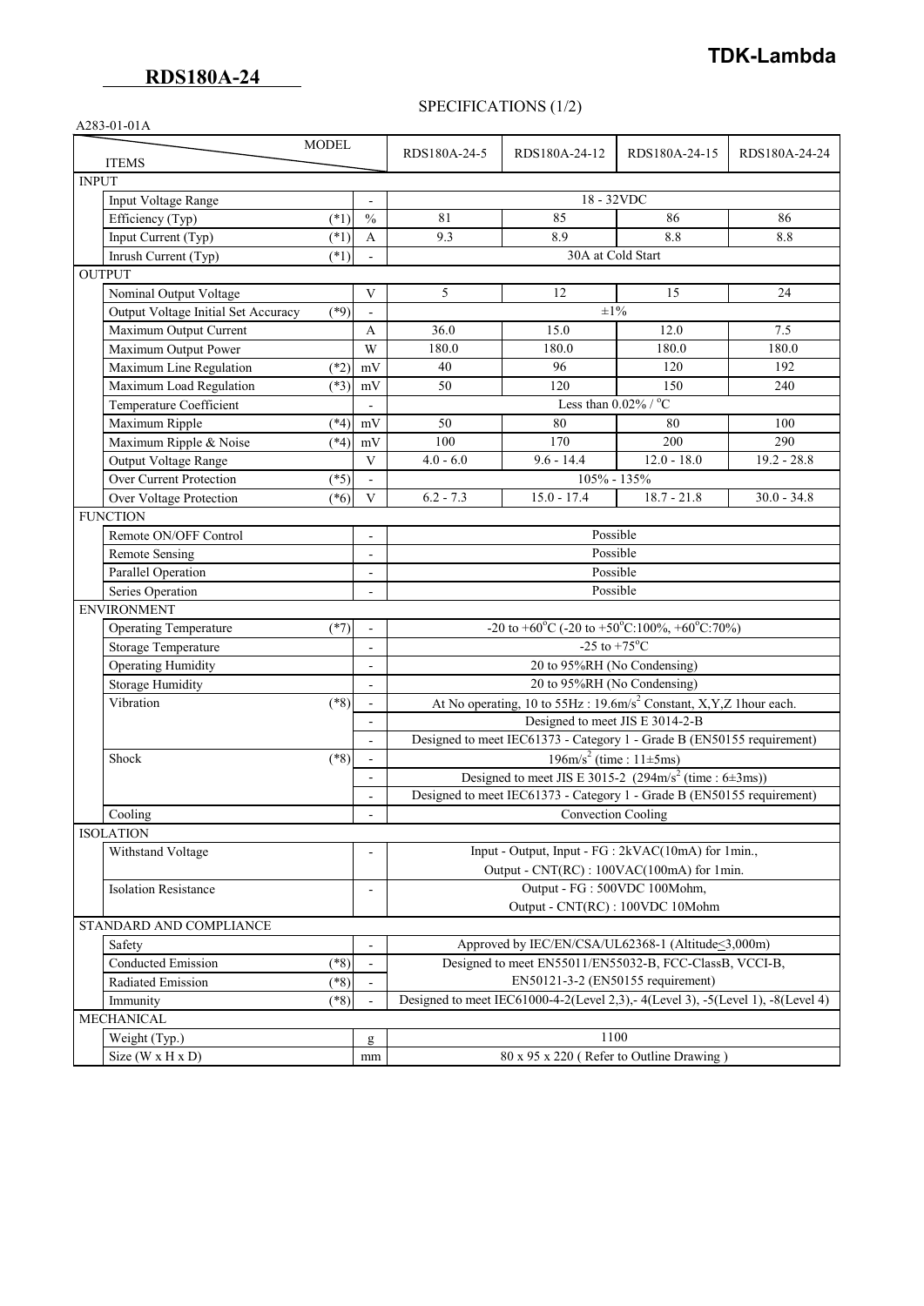**TDK-Lambda**

## RDS180A-24

### SPECIFICATIONS (1/2)

A283-01-01A

| ITEMS | | | RDS180A-24-5 | RDS180A-24-12 | RDS180A-24-15 | RDS180A-24-24 |
|---|---|---|---|---|---|---|
| **INPUT** | | | | | | |
| Input Voltage Range | | - | 18 - 32VDC | | | |
| Efficiency (Typ) | (*1) | % | 81 | 85 | 86 | 86 |
| Input Current (Typ) | (*1) | A | 9.3 | 8.9 | 8.8 | 8.8 |
| Inrush Current (Typ) | (*1) | - | 30A at Cold Start | | | |
| **OUTPUT** | | | | | | |
| Nominal Output Voltage | | V | 5 | 12 | 15 | 24 |
| Output Voltage Initial Set Accuracy | (*9) | - | ±1% | | | |
| Maximum Output Current | | A | 36.0 | 15.0 | 12.0 | 7.5 |
| Maximum Output Power | | W | 180.0 | 180.0 | 180.0 | 180.0 |
| Maximum Line Regulation | (*2) | mV | 40 | 96 | 120 | 192 |
| Maximum Load Regulation | (*3) | mV | 50 | 120 | 150 | 240 |
| Temperature Coefficient | | - | Less than 0.02% / °C | | | |
| Maximum Ripple | (*4) | mV | 50 | 80 | 80 | 100 |
| Maximum Ripple & Noise | (*4) | mV | 100 | 170 | 200 | 290 |
| Output Voltage Range | | V | 4.0 - 6.0 | 9.6 - 14.4 | 12.0 - 18.0 | 19.2 - 28.8 |
| Over Current Protection | (*5) | - | 105% - 135% | | | |
| Over Voltage Protection | (*6) | V | 6.2 - 7.3 | 15.0 - 17.4 | 18.7 - 21.8 | 30.0 - 34.8 |
| **FUNCTION** | | | | | | |
| Remote ON/OFF Control | | - | Possible | | | |
| Remote Sensing | | - | Possible | | | |
| Parallel Operation | | - | Possible | | | |
| Series Operation | | - | Possible | | | |
| **ENVIRONMENT** | | | | | | |
| Operating Temperature | (*7) | - | -20 to +60°C (-20 to +50°C:100%, +60°C:70%) | | | |
| Storage Temperature | | - | -25 to +75°C | | | |
| Operating Humidity | | - | 20 to 95%RH (No Condensing) | | | |
| Storage Humidity | | - | 20 to 95%RH (No Condensing) | | | |
| Vibration | (*8) | - | At No operating, 10 to 55Hz : 19.6m/s² Constant, X,Y,Z 1hour each. | | | |
| | | - | Designed to meet JIS E 3014-2-B | | | |
| | | - | Designed to meet IEC61373 - Category 1 - Grade B (EN50155 requirement) | | | |
| Shock | (*8) | - | 196m/s² (time : 11±5ms) | | | |
| | | - | Designed to meet JIS E 3015-2 (294m/s² (time : 6±3ms)) | | | |
| | | - | Designed to meet IEC61373 - Category 1 - Grade B (EN50155 requirement) | | | |
| Cooling | | - | Convection Cooling | | | |
| **ISOLATION** | | | | | | |
| Withstand Voltage | | - | Input - Output, Input - FG : 2kVAC(10mA) for 1min., Output - CNT(RC) : 100VAC(100mA) for 1min. | | | |
| Isolation Resistance | | - | Output - FG : 500VDC 100Mohm, Output - CNT(RC) : 100VDC 10Mohm | | | |
| **STANDARD AND COMPLIANCE** | | | | | | |
| Safety | | - | Approved by IEC/EN/CSA/UL62368-1 (Altitude≤3,000m) | | | |
| Conducted Emission | (*8) | - | Designed to meet EN55011/EN55032-B, FCC-ClassB, VCCI-B, EN50121-3-2 (EN50155 requirement) | | | |
| Radiated Emission | (*8) | - | | | | |
| Immunity | (*8) | - | Designed to meet IEC61000-4-2(Level 2,3),- 4(Level 3), -5(Level 1), -8(Level 4) | | | |
| **MECHANICAL** | | | | | | |
| Weight (Typ.) | | g | 1100 | | | |
| Size (W x H x D) | | mm | 80 x 95 x 220 ( Refer to Outline Drawing ) | | | |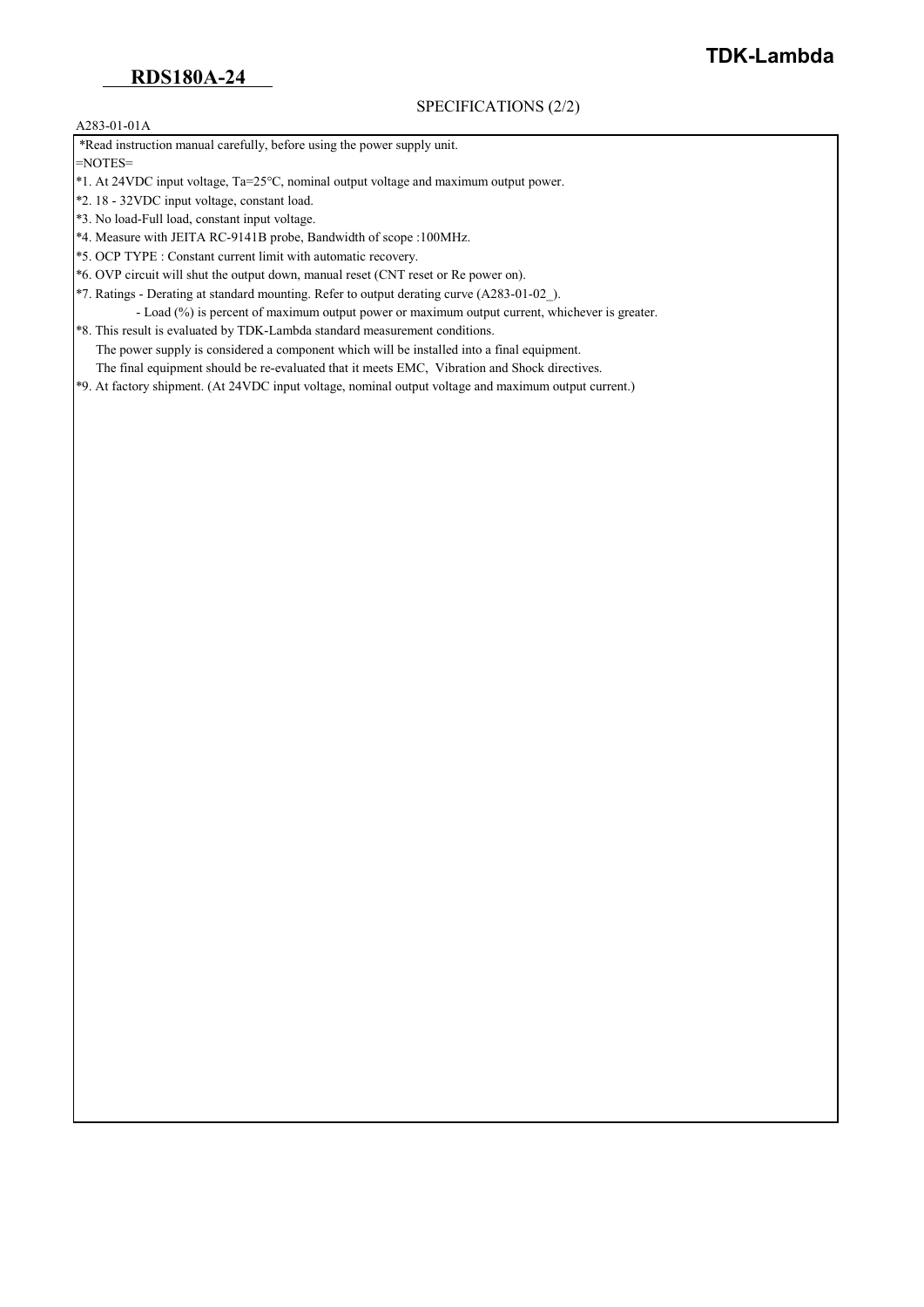# RDS180A-24

SPECIFICATIONS (2/2)

A283-01-01A

*Read instruction manual carefully, before using the power supply unit.

=NOTES=

*1. At 24VDC input voltage, Ta=25°C, nominal output voltage and maximum output power.

*2. 18 - 32VDC input voltage, constant load.

*3. No load-Full load, constant input voltage.

*4. Measure with JEITA RC-9141B probe, Bandwidth of scope :100MHz.

*5. OCP TYPE : Constant current limit with automatic recovery.

*6. OVP circuit will shut the output down, manual reset (CNT reset or Re power on).

*7. Ratings - Derating at standard mounting. Refer to output derating curve (A283-01-02_).

- Load (%) is percent of maximum output power or maximum output current, whichever is greater.

*8. This result is evaluated by TDK-Lambda standard measurement conditions.

The power supply is considered a component which will be installed into a final equipment.

The final equipment should be re-evaluated that it meets EMC, Vibration and Shock directives.

*9. At factory shipment. (At 24VDC input voltage, nominal output voltage and maximum output current.)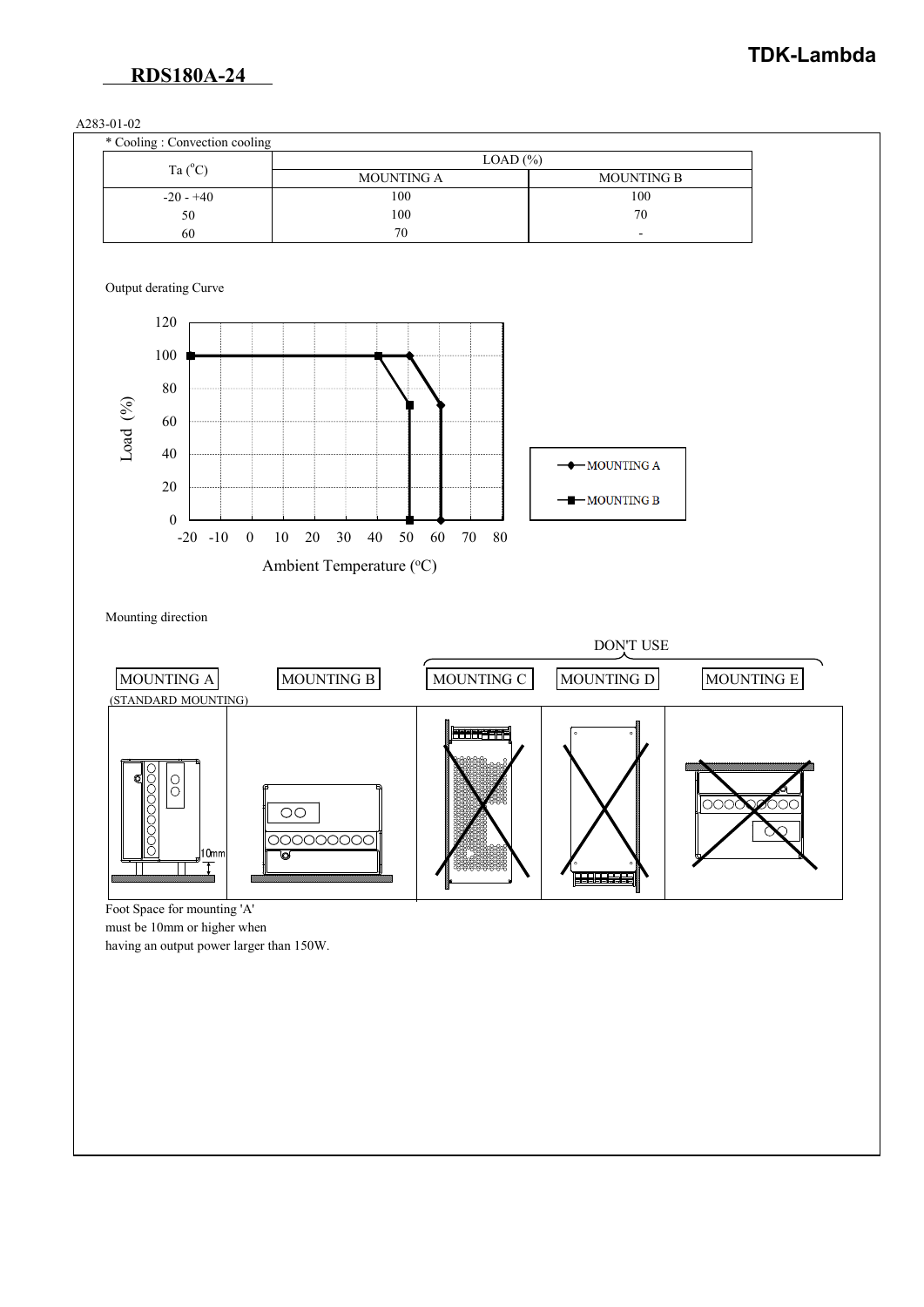**RDS180A-24**

A283-01-02

\* Cooling : Convection cooling

| Ta ($^{o}$C) | LOAD (%) | |
|---|---|---|
| | MOUNTING A | MOUNTING B |
| -20 - +40 | 100 | 100 |
| 50 | 100 | 70 |
| 60 | 70 | - |

Output derating Curve

120
100
80
60
40
20
0

Load (%)

-20 -10 0 10 20 30 40 50 60 70 80

Ambient Temperature ($^{o}$C)

MOUNTING A
MOUNTING B

Mounting direction

DON'T USE

MOUNTING A (STANDARD MOUNTING)

MOUNTING B

MOUNTING C

MOUNTING D

MOUNTING E

10mm

Foot Space for mounting 'A' must be 10mm or higher when having an output power larger than 150W.